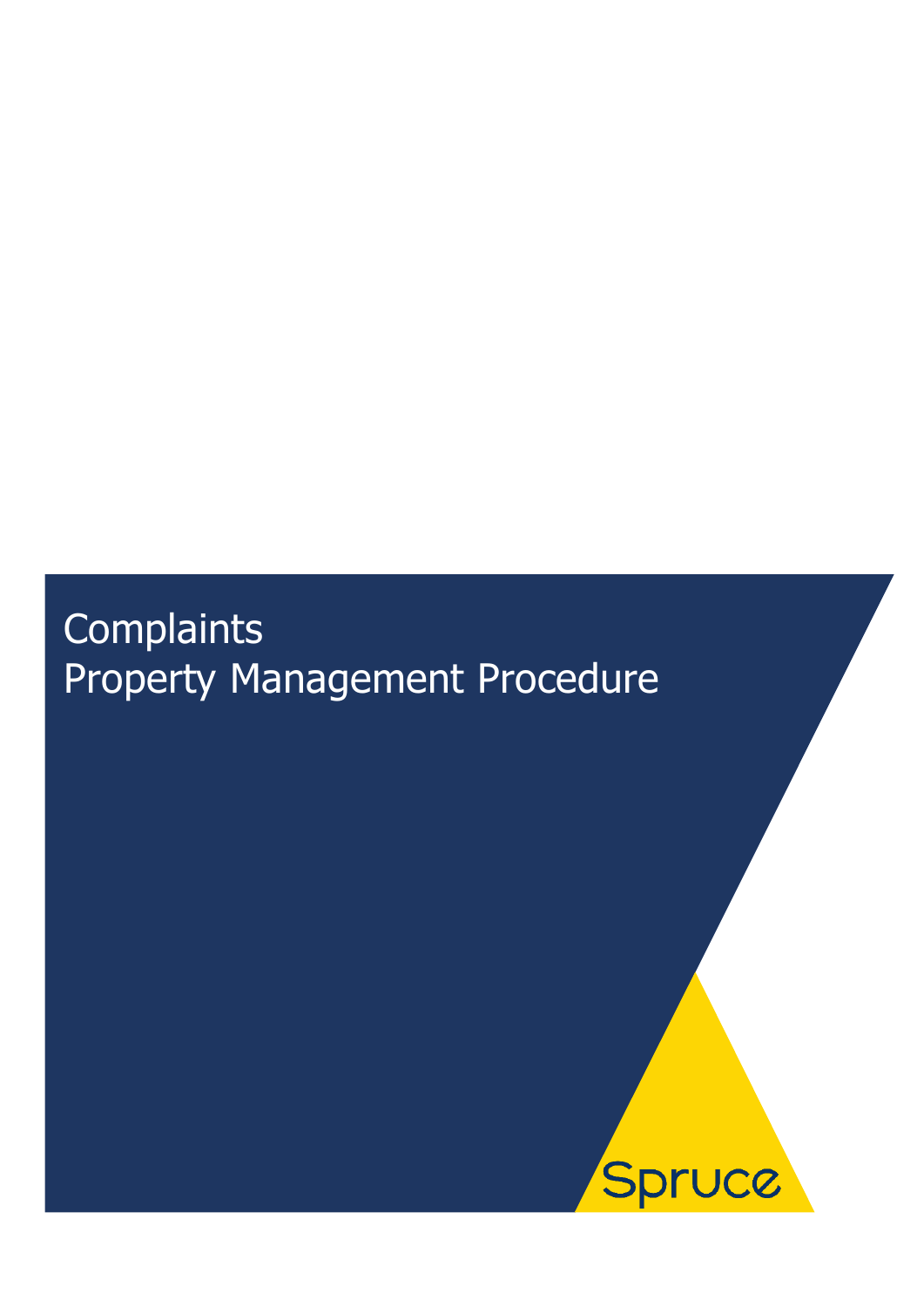# Complaints

# Property Management Procedure

Spruce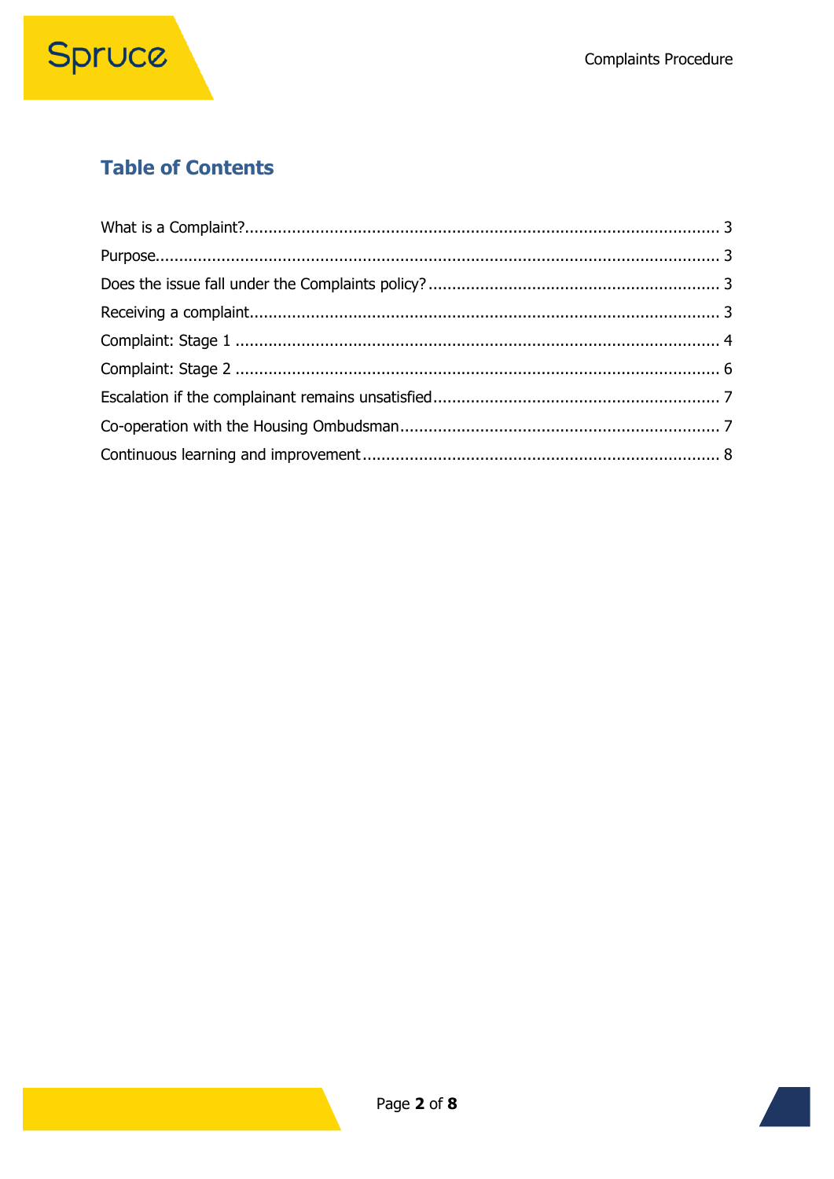## Table of Contents

What is a Complaint?.......................................................................................................... 3
Purpose............................................................................................................................ 3
Does the issue fall under the Complaints policy?............................................................... 3
Receiving a complaint........................................................................................................ 3
Complaint: Stage 1 ........................................................................................................... 4
Complaint: Stage 2 ........................................................................................................... 6
Escalation if the complainant remains unsatisfied.............................................................. 7
Co-operation with the Housing Ombudsman...................................................................... 7
Continuous learning and improvement ............................................................................. 8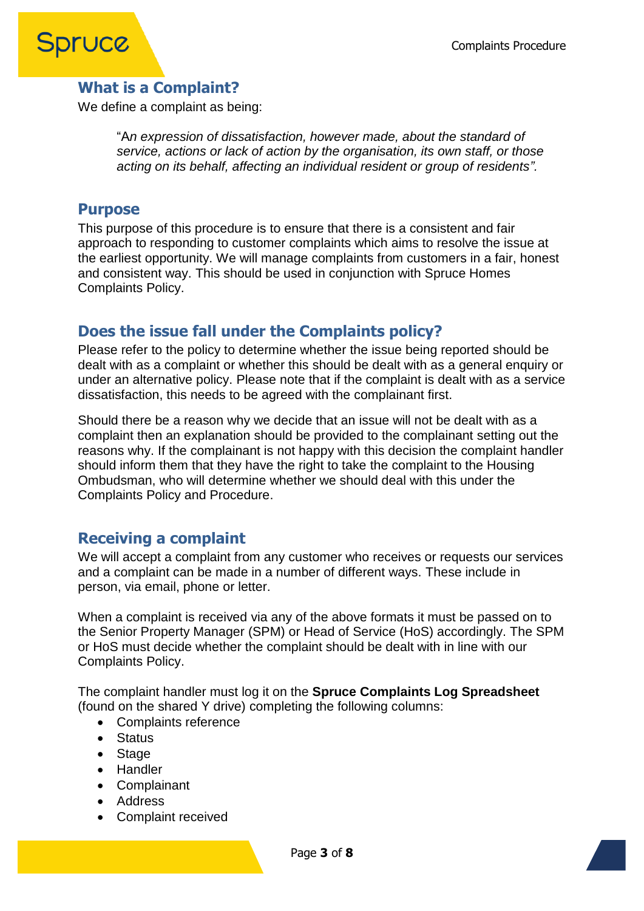## What is a Complaint?

We define a complaint as being:

> "A*n expression of dissatisfaction, however made, about the standard of service, actions or lack of action by the organisation, its own staff, or those acting on its behalf, affecting an individual resident or group of residents".*

## Purpose

This purpose of this procedure is to ensure that there is a consistent and fair approach to responding to customer complaints which aims to resolve the issue at the earliest opportunity. We will manage complaints from customers in a fair, honest and consistent way. This should be used in conjunction with Spruce Homes Complaints Policy.

## Does the issue fall under the Complaints policy?

Please refer to the policy to determine whether the issue being reported should be dealt with as a complaint or whether this should be dealt with as a general enquiry or under an alternative policy. Please note that if the complaint is dealt with as a service dissatisfaction, this needs to be agreed with the complainant first.

Should there be a reason why we decide that an issue will not be dealt with as a complaint then an explanation should be provided to the complainant setting out the reasons why. If the complainant is not happy with this decision the complaint handler should inform them that they have the right to take the complaint to the Housing Ombudsman, who will determine whether we should deal with this under the Complaints Policy and Procedure.

## Receiving a complaint

We will accept a complaint from any customer who receives or requests our services and a complaint can be made in a number of different ways. These include in person, via email, phone or letter.

When a complaint is received via any of the above formats it must be passed on to the Senior Property Manager (SPM) or Head of Service (HoS) accordingly. The SPM or HoS must decide whether the complaint should be dealt with in line with our Complaints Policy.

The complaint handler must log it on the **Spruce Complaints Log Spreadsheet** (found on the shared Y drive) completing the following columns:

- Complaints reference
- Status
- Stage
- Handler
- Complainant
- Address
- Complaint received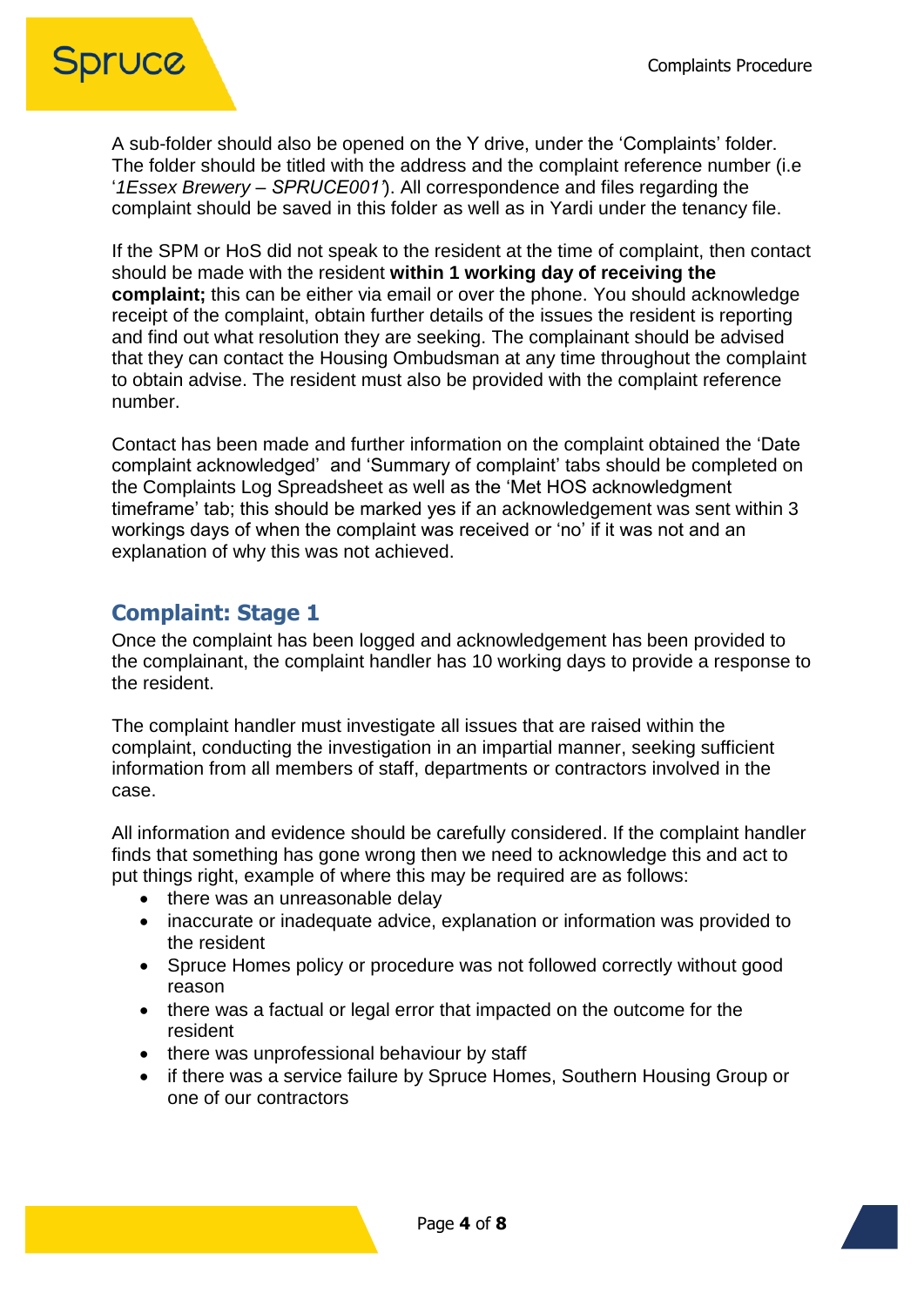A sub-folder should also be opened on the Y drive, under the 'Complaints' folder. The folder should be titled with the address and the complaint reference number (i.e '*1Essex Brewery – SPRUCE001'*). All correspondence and files regarding the complaint should be saved in this folder as well as in Yardi under the tenancy file.

If the SPM or HoS did not speak to the resident at the time of complaint, then contact should be made with the resident **within 1 working day of receiving the complaint;** this can be either via email or over the phone. You should acknowledge receipt of the complaint, obtain further details of the issues the resident is reporting and find out what resolution they are seeking. The complainant should be advised that they can contact the Housing Ombudsman at any time throughout the complaint to obtain advise. The resident must also be provided with the complaint reference number.

Contact has been made and further information on the complaint obtained the 'Date complaint acknowledged' and 'Summary of complaint' tabs should be completed on the Complaints Log Spreadsheet as well as the 'Met HOS acknowledgment timeframe' tab; this should be marked yes if an acknowledgement was sent within 3 workings days of when the complaint was received or 'no' if it was not and an explanation of why this was not achieved.

## Complaint: Stage 1

Once the complaint has been logged and acknowledgement has been provided to the complainant, the complaint handler has 10 working days to provide a response to the resident.

The complaint handler must investigate all issues that are raised within the complaint, conducting the investigation in an impartial manner, seeking sufficient information from all members of staff, departments or contractors involved in the case.

All information and evidence should be carefully considered. If the complaint handler finds that something has gone wrong then we need to acknowledge this and act to put things right, example of where this may be required are as follows:

- there was an unreasonable delay
- inaccurate or inadequate advice, explanation or information was provided to the resident
- Spruce Homes policy or procedure was not followed correctly without good reason
- there was a factual or legal error that impacted on the outcome for the resident
- there was unprofessional behaviour by staff
- if there was a service failure by Spruce Homes, Southern Housing Group or one of our contractors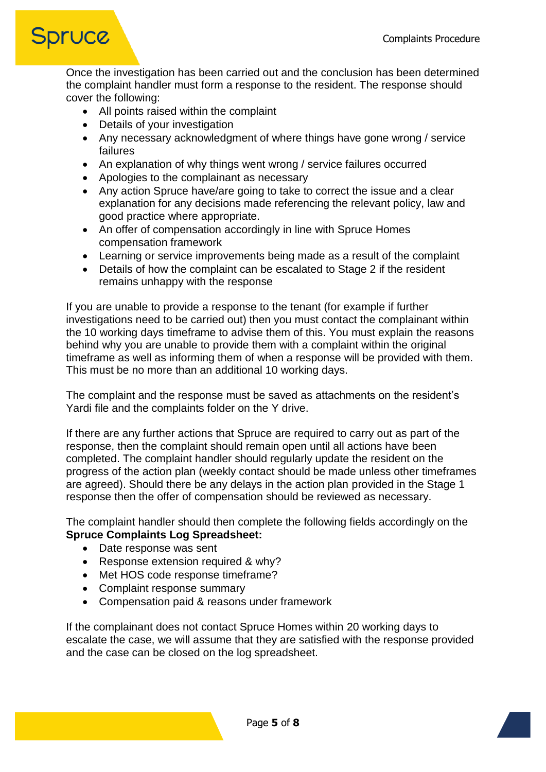Once the investigation has been carried out and the conclusion has been determined the complaint handler must form a response to the resident. The response should cover the following:

- All points raised within the complaint
- Details of your investigation
- Any necessary acknowledgment of where things have gone wrong / service failures
- An explanation of why things went wrong / service failures occurred
- Apologies to the complainant as necessary
- Any action Spruce have/are going to take to correct the issue and a clear explanation for any decisions made referencing the relevant policy, law and good practice where appropriate.
- An offer of compensation accordingly in line with Spruce Homes compensation framework
- Learning or service improvements being made as a result of the complaint
- Details of how the complaint can be escalated to Stage 2 if the resident remains unhappy with the response

If you are unable to provide a response to the tenant (for example if further investigations need to be carried out) then you must contact the complainant within the 10 working days timeframe to advise them of this. You must explain the reasons behind why you are unable to provide them with a complaint within the original timeframe as well as informing them of when a response will be provided with them. This must be no more than an additional 10 working days.

The complaint and the response must be saved as attachments on the resident's Yardi file and the complaints folder on the Y drive.

If there are any further actions that Spruce are required to carry out as part of the response, then the complaint should remain open until all actions have been completed. The complaint handler should regularly update the resident on the progress of the action plan (weekly contact should be made unless other timeframes are agreed). Should there be any delays in the action plan provided in the Stage 1 response then the offer of compensation should be reviewed as necessary.

The complaint handler should then complete the following fields accordingly on the **Spruce Complaints Log Spreadsheet:**

- Date response was sent
- Response extension required & why?
- Met HOS code response timeframe?
- Complaint response summary
- Compensation paid & reasons under framework

If the complainant does not contact Spruce Homes within 20 working days to escalate the case, we will assume that they are satisfied with the response provided and the case can be closed on the log spreadsheet.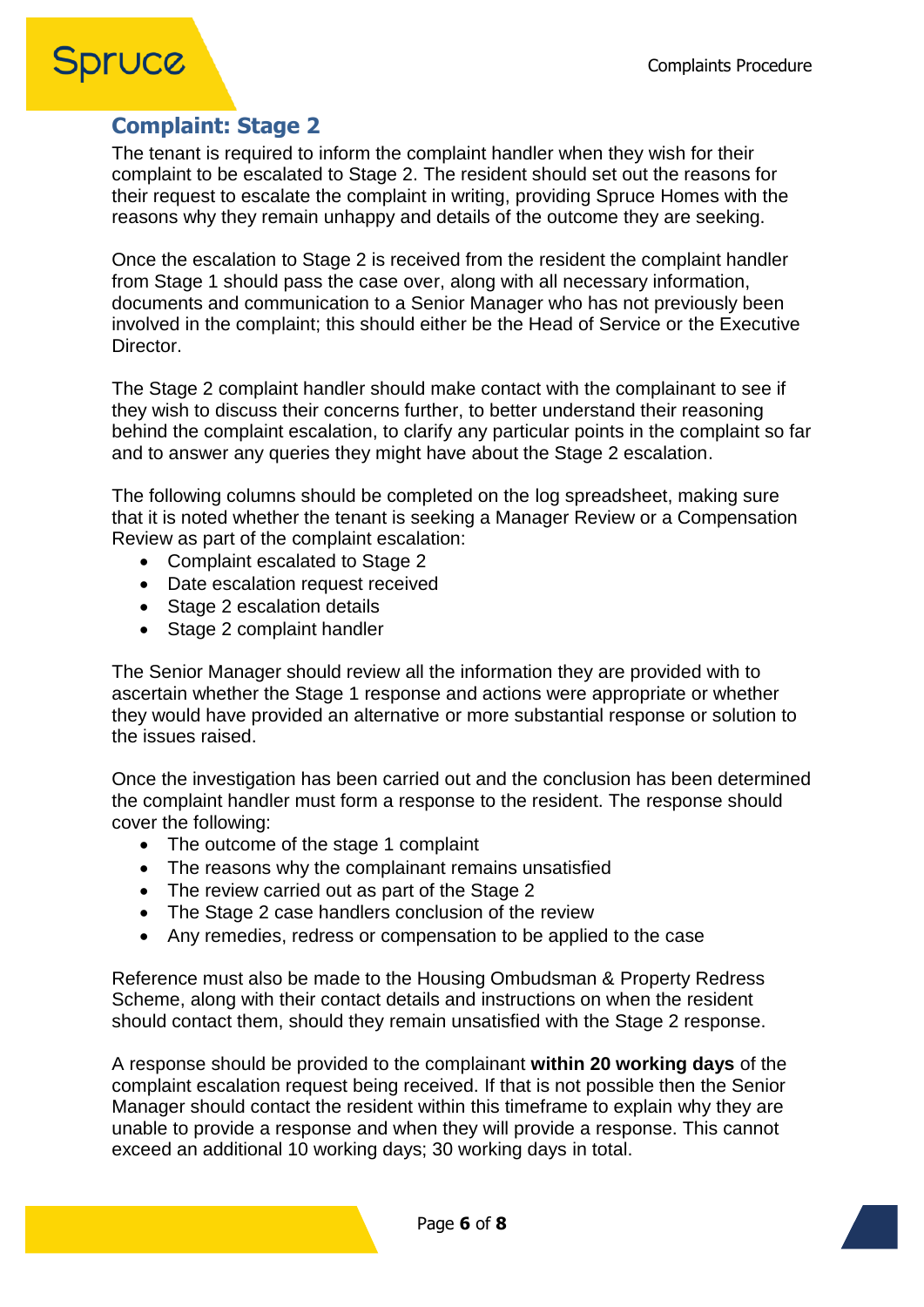## Complaint: Stage 2

The tenant is required to inform the complaint handler when they wish for their complaint to be escalated to Stage 2. The resident should set out the reasons for their request to escalate the complaint in writing, providing Spruce Homes with the reasons why they remain unhappy and details of the outcome they are seeking.

Once the escalation to Stage 2 is received from the resident the complaint handler from Stage 1 should pass the case over, along with all necessary information, documents and communication to a Senior Manager who has not previously been involved in the complaint; this should either be the Head of Service or the Executive Director.

The Stage 2 complaint handler should make contact with the complainant to see if they wish to discuss their concerns further, to better understand their reasoning behind the complaint escalation, to clarify any particular points in the complaint so far and to answer any queries they might have about the Stage 2 escalation.

The following columns should be completed on the log spreadsheet, making sure that it is noted whether the tenant is seeking a Manager Review or a Compensation Review as part of the complaint escalation:

- Complaint escalated to Stage 2
- Date escalation request received
- Stage 2 escalation details
- Stage 2 complaint handler

The Senior Manager should review all the information they are provided with to ascertain whether the Stage 1 response and actions were appropriate or whether they would have provided an alternative or more substantial response or solution to the issues raised.

Once the investigation has been carried out and the conclusion has been determined the complaint handler must form a response to the resident. The response should cover the following:

- The outcome of the stage 1 complaint
- The reasons why the complainant remains unsatisfied
- The review carried out as part of the Stage 2
- The Stage 2 case handlers conclusion of the review
- Any remedies, redress or compensation to be applied to the case

Reference must also be made to the Housing Ombudsman & Property Redress Scheme, along with their contact details and instructions on when the resident should contact them, should they remain unsatisfied with the Stage 2 response.

A response should be provided to the complainant **within 20 working days** of the complaint escalation request being received. If that is not possible then the Senior Manager should contact the resident within this timeframe to explain why they are unable to provide a response and when they will provide a response. This cannot exceed an additional 10 working days; 30 working days in total.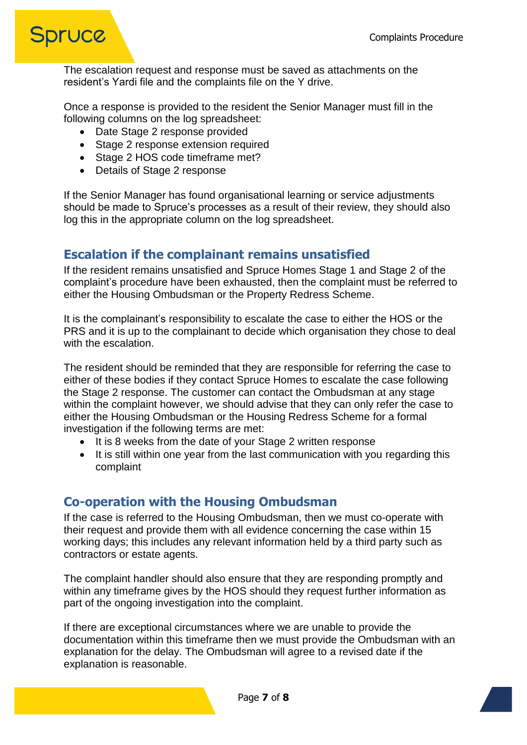The escalation request and response must be saved as attachments on the resident's Yardi file and the complaints file on the Y drive.

Once a response is provided to the resident the Senior Manager must fill in the following columns on the log spreadsheet:

- Date Stage 2 response provided
- Stage 2 response extension required
- Stage 2 HOS code timeframe met?
- Details of Stage 2 response

If the Senior Manager has found organisational learning or service adjustments should be made to Spruce's processes as a result of their review, they should also log this in the appropriate column on the log spreadsheet.

## Escalation if the complainant remains unsatisfied

If the resident remains unsatisfied and Spruce Homes Stage 1 and Stage 2 of the complaint's procedure have been exhausted, then the complaint must be referred to either the Housing Ombudsman or the Property Redress Scheme.

It is the complainant's responsibility to escalate the case to either the HOS or the PRS and it is up to the complainant to decide which organisation they chose to deal with the escalation.

The resident should be reminded that they are responsible for referring the case to either of these bodies if they contact Spruce Homes to escalate the case following the Stage 2 response. The customer can contact the Ombudsman at any stage within the complaint however, we should advise that they can only refer the case to either the Housing Ombudsman or the Housing Redress Scheme for a formal investigation if the following terms are met:

- It is 8 weeks from the date of your Stage 2 written response
- It is still within one year from the last communication with you regarding this complaint

## Co-operation with the Housing Ombudsman

If the case is referred to the Housing Ombudsman, then we must co-operate with their request and provide them with all evidence concerning the case within 15 working days; this includes any relevant information held by a third party such as contractors or estate agents.

The complaint handler should also ensure that they are responding promptly and within any timeframe gives by the HOS should they request further information as part of the ongoing investigation into the complaint.

If there are exceptional circumstances where we are unable to provide the documentation within this timeframe then we must provide the Ombudsman with an explanation for the delay. The Ombudsman will agree to a revised date if the explanation is reasonable.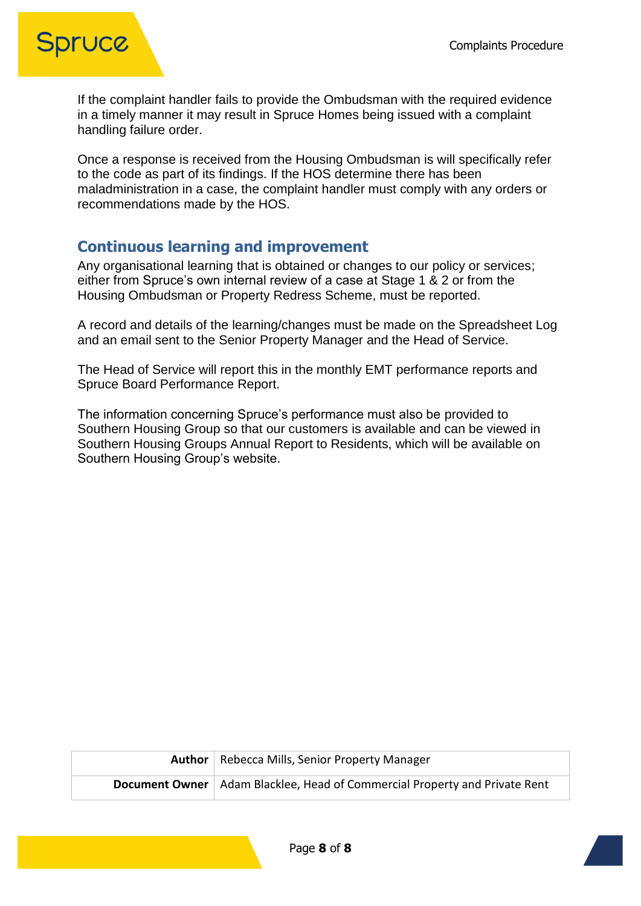If the complaint handler fails to provide the Ombudsman with the required evidence in a timely manner it may result in Spruce Homes being issued with a complaint handling failure order.

Once a response is received from the Housing Ombudsman is will specifically refer to the code as part of its findings. If the HOS determine there has been maladministration in a case, the complaint handler must comply with any orders or recommendations made by the HOS.

## Continuous learning and improvement

Any organisational learning that is obtained or changes to our policy or services; either from Spruce's own internal review of a case at Stage 1 & 2 or from the Housing Ombudsman or Property Redress Scheme, must be reported.

A record and details of the learning/changes must be made on the Spreadsheet Log and an email sent to the Senior Property Manager and the Head of Service.

The Head of Service will report this in the monthly EMT performance reports and Spruce Board Performance Report.

The information concerning Spruce's performance must also be provided to Southern Housing Group so that our customers is available and can be viewed in Southern Housing Groups Annual Report to Residents, which will be available on Southern Housing Group's website.

| | |
|---|---|
| **Author** | Rebecca Mills, Senior Property Manager |
| **Document Owner** | Adam Blacklee, Head of Commercial Property and Private Rent |